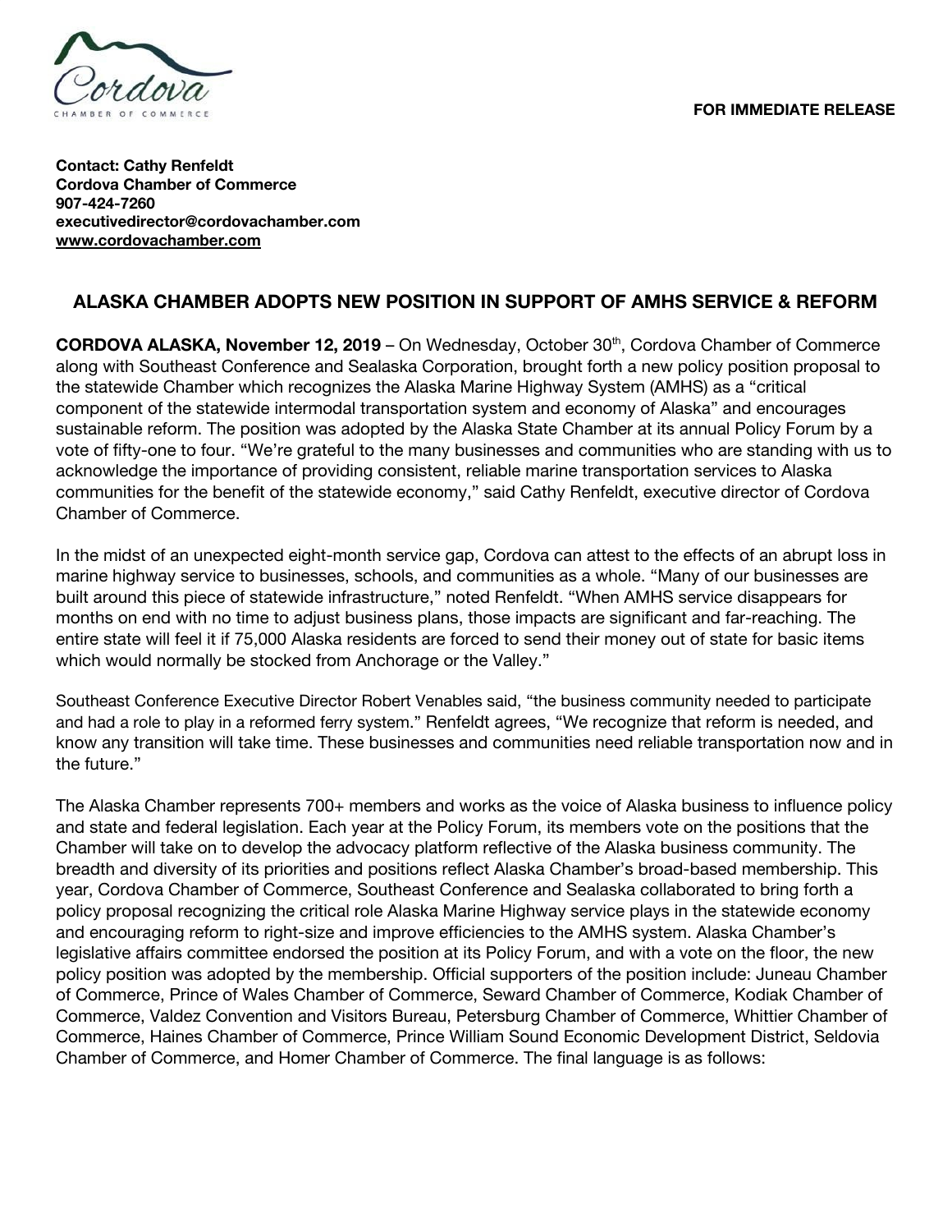Cordova

CHAMBER OF COMMERCE

**FOR IMMEDIATE RELEASE**

**Contact: Cathy Renfeldt**
**Cordova Chamber of Commerce**
**907-424-7260**
**executivedirector@cordovachamber.com**
**www.cordovachamber.com**

## ALASKA CHAMBER ADOPTS NEW POSITION IN SUPPORT OF AMHS SERVICE & REFORM

**CORDOVA ALASKA, November 12, 2019** – On Wednesday, October 30th, Cordova Chamber of Commerce along with Southeast Conference and Sealaska Corporation, brought forth a new policy position proposal to the statewide Chamber which recognizes the Alaska Marine Highway System (AMHS) as a "critical component of the statewide intermodal transportation system and economy of Alaska" and encourages sustainable reform. The position was adopted by the Alaska State Chamber at its annual Policy Forum by a vote of fifty-one to four. "We're grateful to the many businesses and communities who are standing with us to acknowledge the importance of providing consistent, reliable marine transportation services to Alaska communities for the benefit of the statewide economy," said Cathy Renfeldt, executive director of Cordova Chamber of Commerce.

In the midst of an unexpected eight-month service gap, Cordova can attest to the effects of an abrupt loss in marine highway service to businesses, schools, and communities as a whole. "Many of our businesses are built around this piece of statewide infrastructure," noted Renfeldt. "When AMHS service disappears for months on end with no time to adjust business plans, those impacts are significant and far-reaching. The entire state will feel it if 75,000 Alaska residents are forced to send their money out of state for basic items which would normally be stocked from Anchorage or the Valley."

Southeast Conference Executive Director Robert Venables said, "the business community needed to participate and had a role to play in a reformed ferry system." Renfeldt agrees, "We recognize that reform is needed, and know any transition will take time. These businesses and communities need reliable transportation now and in the future."

The Alaska Chamber represents 700+ members and works as the voice of Alaska business to influence policy and state and federal legislation. Each year at the Policy Forum, its members vote on the positions that the Chamber will take on to develop the advocacy platform reflective of the Alaska business community. The breadth and diversity of its priorities and positions reflect Alaska Chamber's broad-based membership. This year, Cordova Chamber of Commerce, Southeast Conference and Sealaska collaborated to bring forth a policy proposal recognizing the critical role Alaska Marine Highway service plays in the statewide economy and encouraging reform to right-size and improve efficiencies to the AMHS system. Alaska Chamber's legislative affairs committee endorsed the position at its Policy Forum, and with a vote on the floor, the new policy position was adopted by the membership. Official supporters of the position include: Juneau Chamber of Commerce, Prince of Wales Chamber of Commerce, Seward Chamber of Commerce, Kodiak Chamber of Commerce, Valdez Convention and Visitors Bureau, Petersburg Chamber of Commerce, Whittier Chamber of Commerce, Haines Chamber of Commerce, Prince William Sound Economic Development District, Seldovia Chamber of Commerce, and Homer Chamber of Commerce. The final language is as follows: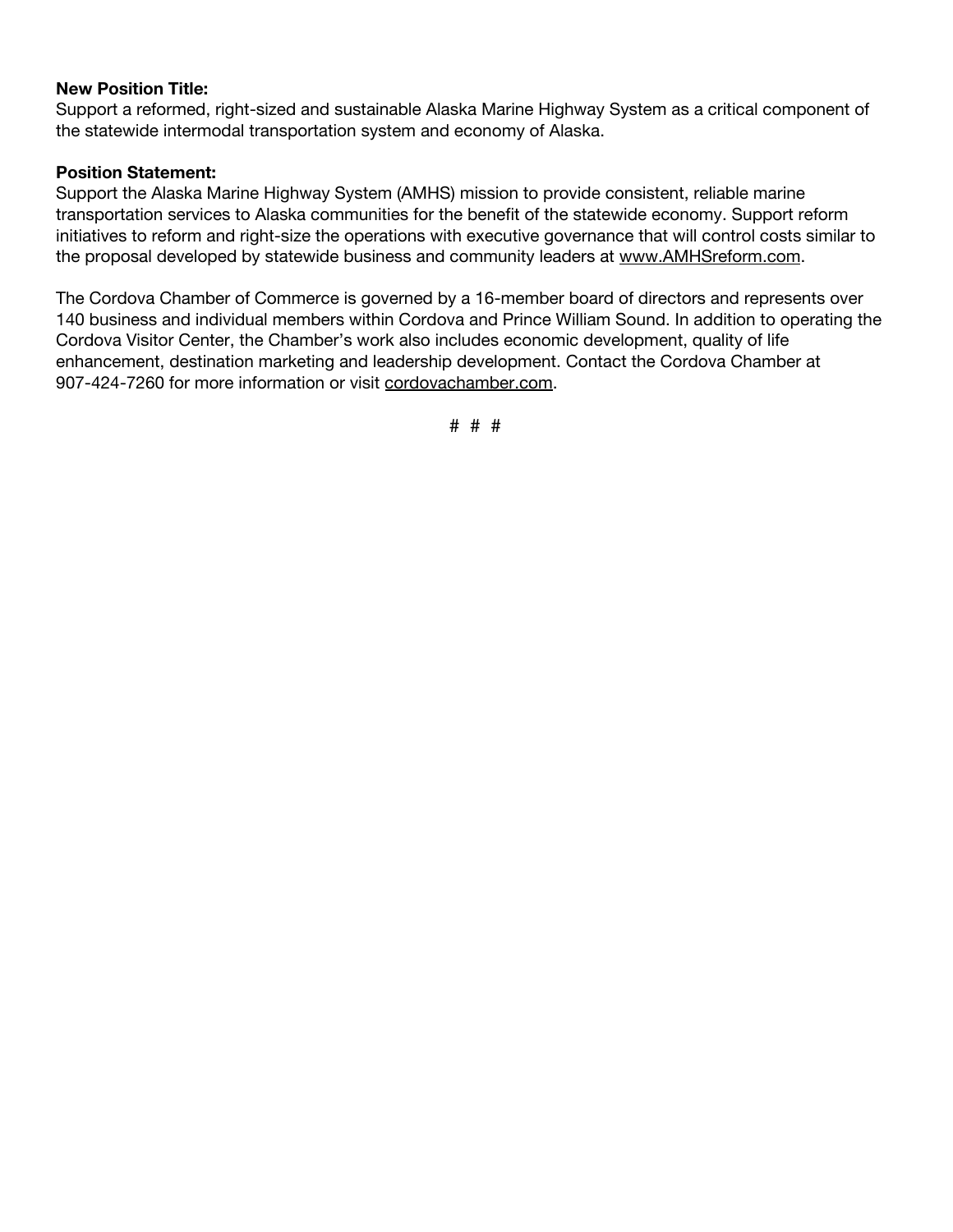**New Position Title:**
Support a reformed, right-sized and sustainable Alaska Marine Highway System as a critical component of the statewide intermodal transportation system and economy of Alaska.

**Position Statement:**
Support the Alaska Marine Highway System (AMHS) mission to provide consistent, reliable marine transportation services to Alaska communities for the benefit of the statewide economy. Support reform initiatives to reform and right-size the operations with executive governance that will control costs similar to the proposal developed by statewide business and community leaders at www.AMHSreform.com.

The Cordova Chamber of Commerce is governed by a 16-member board of directors and represents over 140 business and individual members within Cordova and Prince William Sound. In addition to operating the Cordova Visitor Center, the Chamber's work also includes economic development, quality of life enhancement, destination marketing and leadership development. Contact the Cordova Chamber at 907-424-7260 for more information or visit cordovachamber.com.

# # #